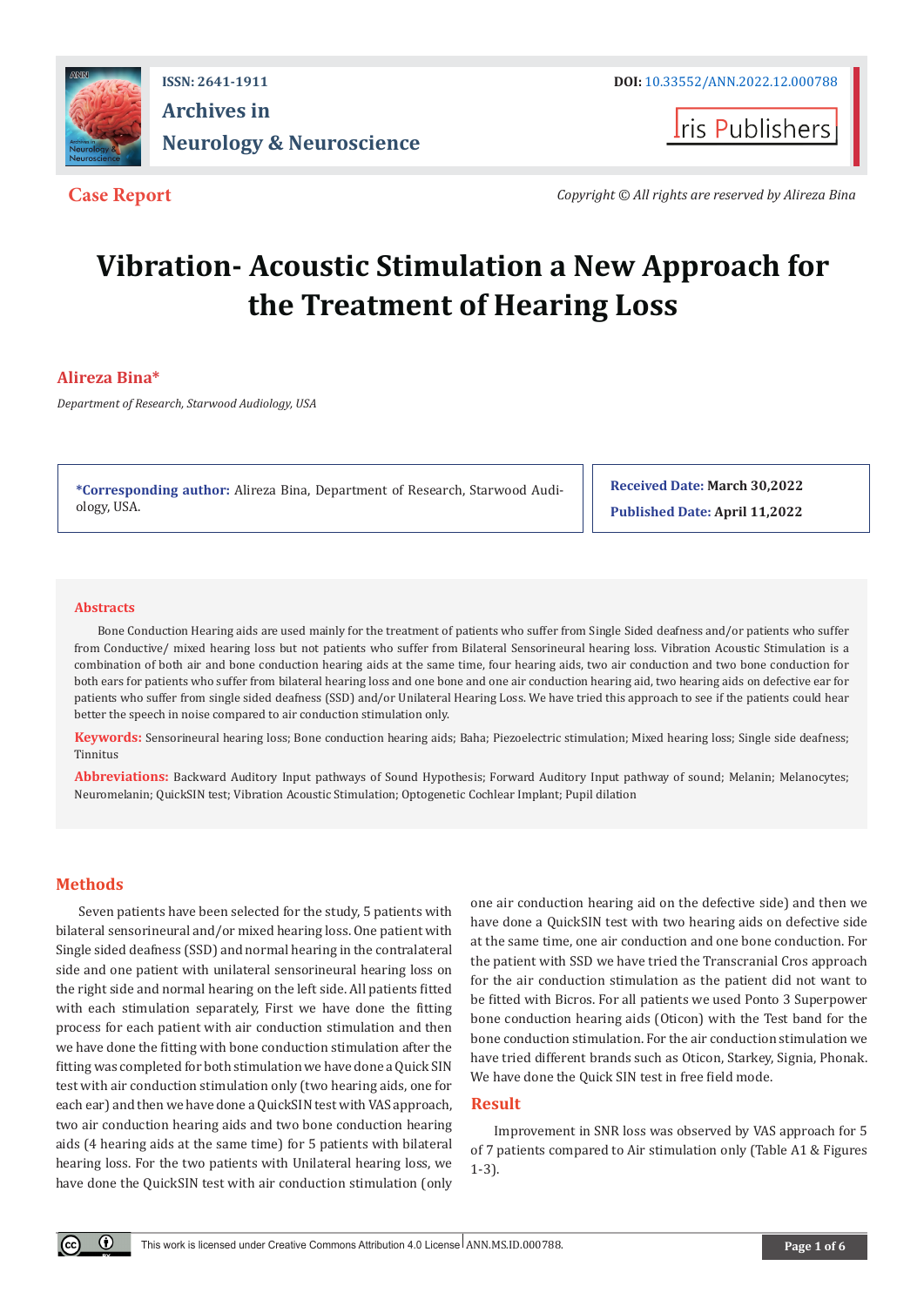ISSN: 2641-1911

DOI: 10.33552/ANN.2022.12.000788

Archives in Neurology & Neuroscience

Iris Publishers

**Case Report**

*Copyright © All rights are reserved by Alireza Bina*

# Vibration- Acoustic Stimulation a New Approach for the Treatment of Hearing Loss

**Alireza Bina***

*Department of Research, Starwood Audiology, USA*

**\*Corresponding author:** Alireza Bina, Department of Research, Starwood Audiology, USA.

**Received Date:** March 30,2022

**Published Date:** April 11,2022

## Abstracts

Bone Conduction Hearing aids are used mainly for the treatment of patients who suffer from Single Sided deafness and/or patients who suffer from Conductive/ mixed hearing loss but not patients who suffer from Bilateral Sensorineural hearing loss. Vibration Acoustic Stimulation is a combination of both air and bone conduction hearing aids at the same time, four hearing aids, two air conduction and two bone conduction for both ears for patients who suffer from bilateral hearing loss and one bone and one air conduction hearing aid, two hearing aids on defective ear for patients who suffer from single sided deafness (SSD) and/or Unilateral Hearing Loss. We have tried this approach to see if the patients could hear better the speech in noise compared to air conduction stimulation only.

**Keywords:** Sensorineural hearing loss; Bone conduction hearing aids; Baha; Piezoelectric stimulation; Mixed hearing loss; Single side deafness; Tinnitus

**Abbreviations:** Backward Auditory Input pathways of Sound Hypothesis; Forward Auditory Input pathway of sound; Melanin; Melanocytes; Neuromelanin; QuickSIN test; Vibration Acoustic Stimulation; Optogenetic Cochlear Implant; Pupil dilation

## Methods

Seven patients have been selected for the study, 5 patients with bilateral sensorineural and/or mixed hearing loss. One patient with Single sided deafness (SSD) and normal hearing in the contralateral side and one patient with unilateral sensorineural hearing loss on the right side and normal hearing on the left side. All patients fitted with each stimulation separately, First we have done the fitting process for each patient with air conduction stimulation and then we have done the fitting with bone conduction stimulation after the fitting was completed for both stimulation we have done a Quick SIN test with air conduction stimulation only (two hearing aids, one for each ear) and then we have done a QuickSIN test with VAS approach, two air conduction hearing aids and two bone conduction hearing aids (4 hearing aids at the same time) for 5 patients with bilateral hearing loss. For the two patients with Unilateral hearing loss, we have done the QuickSIN test with air conduction stimulation (only one air conduction hearing aid on the defective side) and then we have done a QuickSIN test with two hearing aids on defective side at the same time, one air conduction and one bone conduction. For the patient with SSD we have tried the Transcranial Cros approach for the air conduction stimulation as the patient did not want to be fitted with Bicros. For all patients we used Ponto 3 Superpower bone conduction hearing aids (Oticon) with the Test band for the bone conduction stimulation. For the air conduction stimulation we have tried different brands such as Oticon, Starkey, Signia, Phonak. We have done the Quick SIN test in free field mode.

## Result

Improvement in SNR loss was observed by VAS approach for 5 of 7 patients compared to Air stimulation only (Table A1 & Figures 1-3).

This work is licensed under Creative Commons Attribution 4.0 License ANN.MS.ID.000788.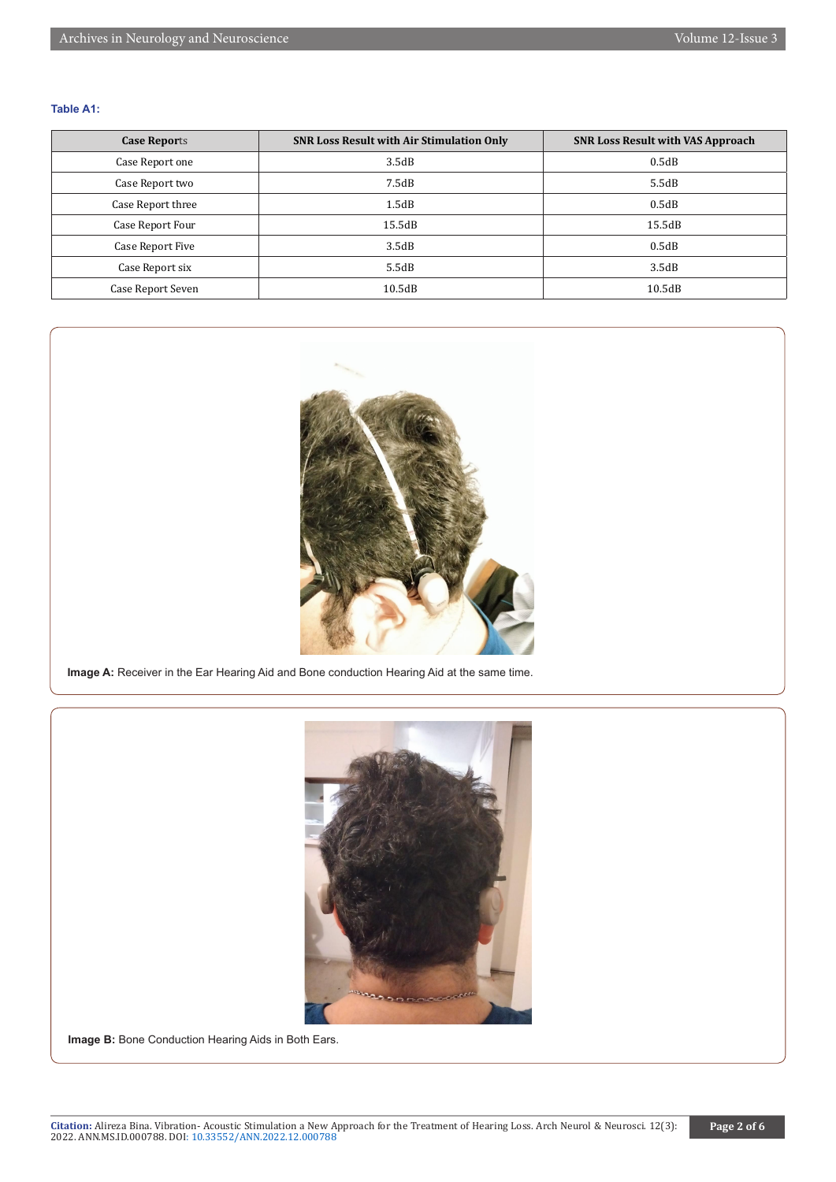**Table A1:**

| Case Reports | SNR Loss Result with Air Stimulation Only | SNR Loss Result with VAS Approach |
|---|---|---|
| Case Report one | 3.5dB | 0.5dB |
| Case Report two | 7.5dB | 5.5dB |
| Case Report three | 1.5dB | 0.5dB |
| Case Report Four | 15.5dB | 15.5dB |
| Case Report Five | 3.5dB | 0.5dB |
| Case Report six | 5.5dB | 3.5dB |
| Case Report Seven | 10.5dB | 10.5dB |

**Image A:** Receiver in the Ear Hearing Aid and Bone conduction Hearing Aid at the same time.

**Image B:** Bone Conduction Hearing Aids in Both Ears.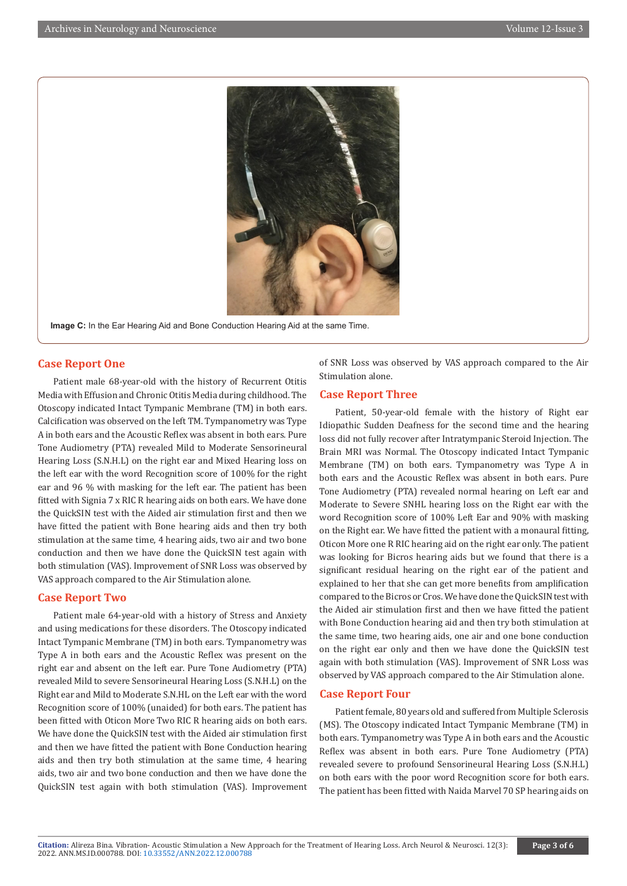Image C: In the Ear Hearing Aid and Bone Conduction Hearing Aid at the same Time.

## Case Report One

Patient male 68-year-old with the history of Recurrent Otitis Media with Effusion and Chronic Otitis Media during childhood. The Otoscopy indicated Intact Tympanic Membrane (TM) in both ears. Calcification was observed on the left TM. Tympanometry was Type A in both ears and the Acoustic Reflex was absent in both ears. Pure Tone Audiometry (PTA) revealed Mild to Moderate Sensorineural Hearing Loss (S.N.H.L) on the right ear and Mixed Hearing loss on the left ear with the word Recognition score of 100% for the right ear and 96 % with masking for the left ear. The patient has been fitted with Signia 7 x RIC R hearing aids on both ears. We have done the QuickSIN test with the Aided air stimulation first and then we have fitted the patient with Bone hearing aids and then try both stimulation at the same time, 4 hearing aids, two air and two bone conduction and then we have done the QuickSIN test again with both stimulation (VAS). Improvement of SNR Loss was observed by VAS approach compared to the Air Stimulation alone.

## Case Report Two

Patient male 64-year-old with a history of Stress and Anxiety and using medications for these disorders. The Otoscopy indicated Intact Tympanic Membrane (TM) in both ears. Tympanometry was Type A in both ears and the Acoustic Reflex was present on the right ear and absent on the left ear. Pure Tone Audiometry (PTA) revealed Mild to severe Sensorineural Hearing Loss (S.N.H.L) on the Right ear and Mild to Moderate S.N.HL on the Left ear with the word Recognition score of 100% (unaided) for both ears. The patient has been fitted with Oticon More Two RIC R hearing aids on both ears. We have done the QuickSIN test with the Aided air stimulation first and then we have fitted the patient with Bone Conduction hearing aids and then try both stimulation at the same time, 4 hearing aids, two air and two bone conduction and then we have done the QuickSIN test again with both stimulation (VAS). Improvement of SNR Loss was observed by VAS approach compared to the Air Stimulation alone.

## Case Report Three

Patient, 50-year-old female with the history of Right ear Idiopathic Sudden Deafness for the second time and the hearing loss did not fully recover after Intratympanic Steroid Injection. The Brain MRI was Normal. The Otoscopy indicated Intact Tympanic Membrane (TM) on both ears. Tympanometry was Type A in both ears and the Acoustic Reflex was absent in both ears. Pure Tone Audiometry (PTA) revealed normal hearing on Left ear and Moderate to Severe SNHL hearing loss on the Right ear with the word Recognition score of 100% Left Ear and 90% with masking on the Right ear. We have fitted the patient with a monaural fitting, Oticon More one R RIC hearing aid on the right ear only. The patient was looking for Bicros hearing aids but we found that there is a significant residual hearing on the right ear of the patient and explained to her that she can get more benefits from amplification compared to the Bicros or Cros. We have done the QuickSIN test with the Aided air stimulation first and then we have fitted the patient with Bone Conduction hearing aid and then try both stimulation at the same time, two hearing aids, one air and one bone conduction on the right ear only and then we have done the QuickSIN test again with both stimulation (VAS). Improvement of SNR Loss was observed by VAS approach compared to the Air Stimulation alone.

## Case Report Four

Patient female, 80 years old and suffered from Multiple Sclerosis (MS). The Otoscopy indicated Intact Tympanic Membrane (TM) in both ears. Tympanometry was Type A in both ears and the Acoustic Reflex was absent in both ears. Pure Tone Audiometry (PTA) revealed severe to profound Sensorineural Hearing Loss (S.N.H.L) on both ears with the poor word Recognition score for both ears. The patient has been fitted with Naida Marvel 70 SP hearing aids on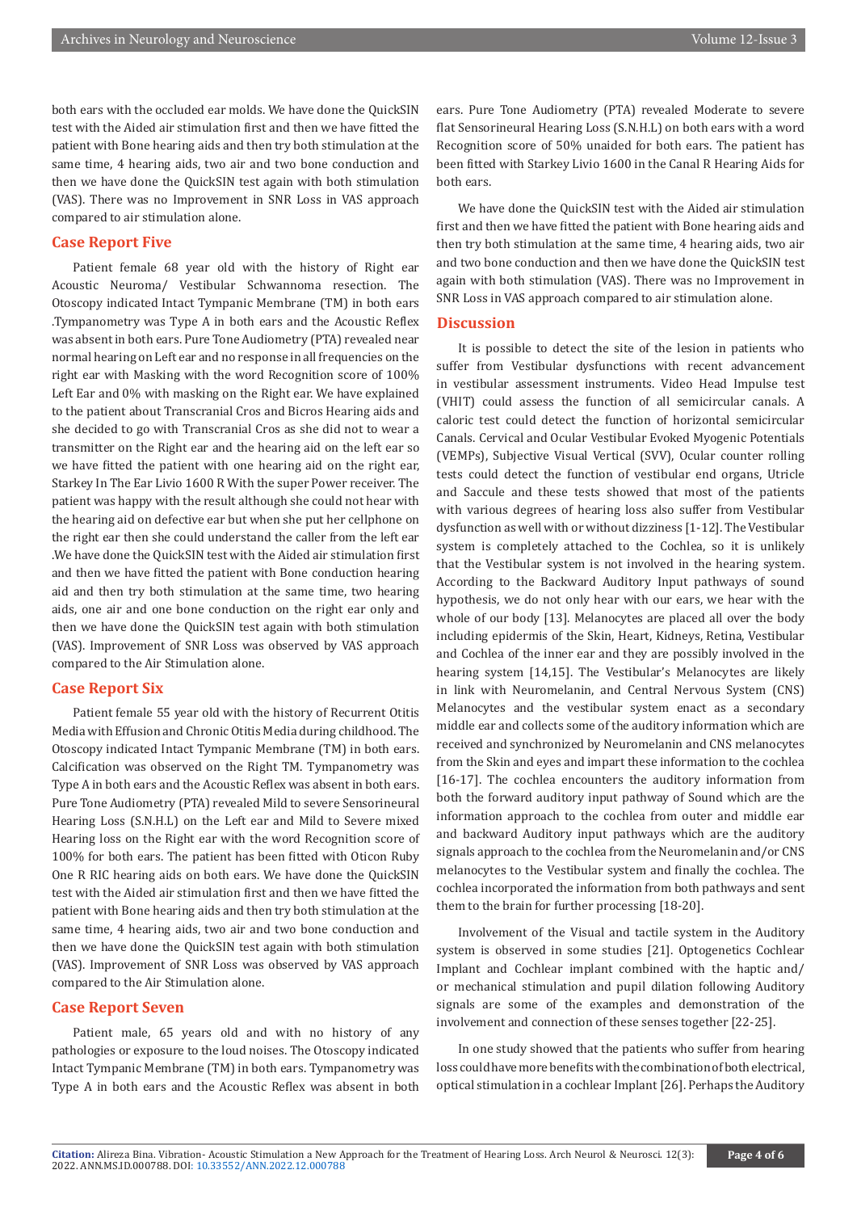both ears with the occluded ear molds. We have done the QuickSIN test with the Aided air stimulation first and then we have fitted the patient with Bone hearing aids and then try both stimulation at the same time, 4 hearing aids, two air and two bone conduction and then we have done the QuickSIN test again with both stimulation (VAS). There was no Improvement in SNR Loss in VAS approach compared to air stimulation alone.

## Case Report Five

Patient female 68 year old with the history of Right ear Acoustic Neuroma/ Vestibular Schwannoma resection. The Otoscopy indicated Intact Tympanic Membrane (TM) in both ears .Tympanometry was Type A in both ears and the Acoustic Reflex was absent in both ears. Pure Tone Audiometry (PTA) revealed near normal hearing on Left ear and no response in all frequencies on the right ear with Masking with the word Recognition score of 100% Left Ear and 0% with masking on the Right ear. We have explained to the patient about Transcranial Cros and Bicros Hearing aids and she decided to go with Transcranial Cros as she did not to wear a transmitter on the Right ear and the hearing aid on the left ear so we have fitted the patient with one hearing aid on the right ear, Starkey In The Ear Livio 1600 R With the super Power receiver. The patient was happy with the result although she could not hear with the hearing aid on defective ear but when she put her cellphone on the right ear then she could understand the caller from the left ear .We have done the QuickSIN test with the Aided air stimulation first and then we have fitted the patient with Bone conduction hearing aid and then try both stimulation at the same time, two hearing aids, one air and one bone conduction on the right ear only and then we have done the QuickSIN test again with both stimulation (VAS). Improvement of SNR Loss was observed by VAS approach compared to the Air Stimulation alone.

## Case Report Six

Patient female 55 year old with the history of Recurrent Otitis Media with Effusion and Chronic Otitis Media during childhood. The Otoscopy indicated Intact Tympanic Membrane (TM) in both ears. Calcification was observed on the Right TM. Tympanometry was Type A in both ears and the Acoustic Reflex was absent in both ears. Pure Tone Audiometry (PTA) revealed Mild to severe Sensorineural Hearing Loss (S.N.H.L) on the Left ear and Mild to Severe mixed Hearing loss on the Right ear with the word Recognition score of 100% for both ears. The patient has been fitted with Oticon Ruby One R RIC hearing aids on both ears. We have done the QuickSIN test with the Aided air stimulation first and then we have fitted the patient with Bone hearing aids and then try both stimulation at the same time, 4 hearing aids, two air and two bone conduction and then we have done the QuickSIN test again with both stimulation (VAS). Improvement of SNR Loss was observed by VAS approach compared to the Air Stimulation alone.

## Case Report Seven

Patient male, 65 years old and with no history of any pathologies or exposure to the loud noises. The Otoscopy indicated Intact Tympanic Membrane (TM) in both ears. Tympanometry was Type A in both ears and the Acoustic Reflex was absent in both ears. Pure Tone Audiometry (PTA) revealed Moderate to severe flat Sensorineural Hearing Loss (S.N.H.L) on both ears with a word Recognition score of 50% unaided for both ears. The patient has been fitted with Starkey Livio 1600 in the Canal R Hearing Aids for both ears.

We have done the QuickSIN test with the Aided air stimulation first and then we have fitted the patient with Bone hearing aids and then try both stimulation at the same time, 4 hearing aids, two air and two bone conduction and then we have done the QuickSIN test again with both stimulation (VAS). There was no Improvement in SNR Loss in VAS approach compared to air stimulation alone.

## Discussion

It is possible to detect the site of the lesion in patients who suffer from Vestibular dysfunctions with recent advancement in vestibular assessment instruments. Video Head Impulse test (VHIT) could assess the function of all semicircular canals. A caloric test could detect the function of horizontal semicircular Canals. Cervical and Ocular Vestibular Evoked Myogenic Potentials (VEMPs), Subjective Visual Vertical (SVV), Ocular counter rolling tests could detect the function of vestibular end organs, Utricle and Saccule and these tests showed that most of the patients with various degrees of hearing loss also suffer from Vestibular dysfunction as well with or without dizziness [1-12]. The Vestibular system is completely attached to the Cochlea, so it is unlikely that the Vestibular system is not involved in the hearing system. According to the Backward Auditory Input pathways of sound hypothesis, we do not only hear with our ears, we hear with the whole of our body [13]. Melanocytes are placed all over the body including epidermis of the Skin, Heart, Kidneys, Retina, Vestibular and Cochlea of the inner ear and they are possibly involved in the hearing system [14,15]. The Vestibular's Melanocytes are likely in link with Neuromelanin, and Central Nervous System (CNS) Melanocytes and the vestibular system enact as a secondary middle ear and collects some of the auditory information which are received and synchronized by Neuromelanin and CNS melanocytes from the Skin and eyes and impart these information to the cochlea [16-17]. The cochlea encounters the auditory information from both the forward auditory input pathway of Sound which are the information approach to the cochlea from outer and middle ear and backward Auditory input pathways which are the auditory signals approach to the cochlea from the Neuromelanin and/or CNS melanocytes to the Vestibular system and finally the cochlea. The cochlea incorporated the information from both pathways and sent them to the brain for further processing [18-20].

Involvement of the Visual and tactile system in the Auditory system is observed in some studies [21]. Optogenetics Cochlear Implant and Cochlear implant combined with the haptic and/or mechanical stimulation and pupil dilation following Auditory signals are some of the examples and demonstration of the involvement and connection of these senses together [22-25].

In one study showed that the patients who suffer from hearing loss could have more benefits with the combination of both electrical, optical stimulation in a cochlear Implant [26]. Perhaps the Auditory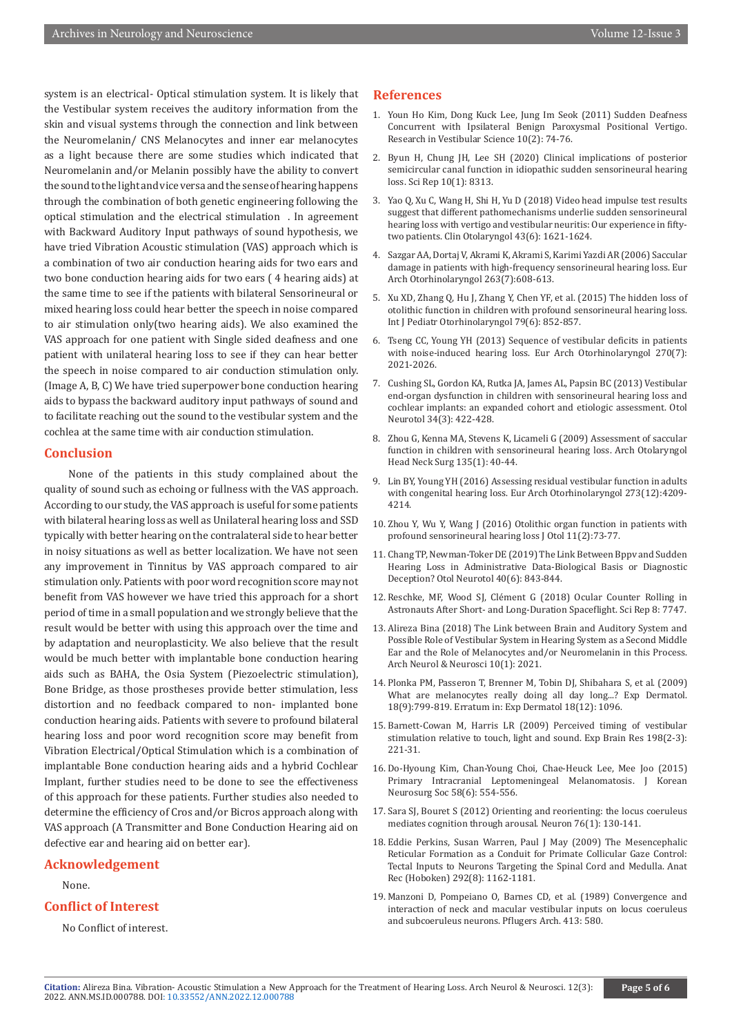system is an electrical- Optical stimulation system. It is likely that the Vestibular system receives the auditory information from the skin and visual systems through the connection and link between the Neuromelanin/ CNS Melanocytes and inner ear melanocytes as a light because there are some studies which indicated that Neuromelanin and/or Melanin possibly have the ability to convert the sound to the light and vice versa and the sense of hearing happens through the combination of both genetic engineering following the optical stimulation and the electrical stimulation . In agreement with Backward Auditory Input pathways of sound hypothesis, we have tried Vibration Acoustic stimulation (VAS) approach which is a combination of two air conduction hearing aids for two ears and two bone conduction hearing aids for two ears ( 4 hearing aids) at the same time to see if the patients with bilateral Sensorineural or mixed hearing loss could hear better the speech in noise compared to air stimulation only(two hearing aids). We also examined the VAS approach for one patient with Single sided deafness and one patient with unilateral hearing loss to see if they can hear better the speech in noise compared to air conduction stimulation only. (Image A, B, C) We have tried superpower bone conduction hearing aids to bypass the backward auditory input pathways of sound and to facilitate reaching out the sound to the vestibular system and the cochlea at the same time with air conduction stimulation.

## Conclusion

None of the patients in this study complained about the quality of sound such as echoing or fullness with the VAS approach. According to our study, the VAS approach is useful for some patients with bilateral hearing loss as well as Unilateral hearing loss and SSD typically with better hearing on the contralateral side to hear better in noisy situations as well as better localization. We have not seen any improvement in Tinnitus by VAS approach compared to air stimulation only. Patients with poor word recognition score may not benefit from VAS however we have tried this approach for a short period of time in a small population and we strongly believe that the result would be better with using this approach over the time and by adaptation and neuroplasticity. We also believe that the result would be much better with implantable bone conduction hearing aids such as BAHA, the Osia System (Piezoelectric stimulation), Bone Bridge, as those prostheses provide better stimulation, less distortion and no feedback compared to non- implanted bone conduction hearing aids. Patients with severe to profound bilateral hearing loss and poor word recognition score may benefit from Vibration Electrical/Optical Stimulation which is a combination of implantable Bone conduction hearing aids and a hybrid Cochlear Implant, further studies need to be done to see the effectiveness of this approach for these patients. Further studies also needed to determine the efficiency of Cros and/or Bicros approach along with VAS approach (A Transmitter and Bone Conduction Hearing aid on defective ear and hearing aid on better ear).

## Acknowledgement

None.

## Conflict of Interest

No Conflict of interest.

## References

1. Youn Ho Kim, Dong Kuck Lee, Jung Im Seok (2011) Sudden Deafness Concurrent with Ipsilateral Benign Paroxysmal Positional Vertigo. Research in Vestibular Science 10(2): 74-76.
2. Byun H, Chung JH, Lee SH (2020) Clinical implications of posterior semicircular canal function in idiopathic sudden sensorineural hearing loss. Sci Rep 10(1): 8313.
3. Yao Q, Xu C, Wang H, Shi H, Yu D (2018) Video head impulse test results suggest that different pathomechanisms underlie sudden sensorineural hearing loss with vertigo and vestibular neuritis: Our experience in fifty-two patients. Clin Otolaryngol 43(6): 1621-1624.
4. Sazgar AA, Dortaj V, Akrami K, Akrami S, Karimi Yazdi AR (2006) Saccular damage in patients with high-frequency sensorineural hearing loss. Eur Arch Otorhinolaryngol 263(7):608-613.
5. Xu XD, Zhang Q, Hu J, Zhang Y, Chen YF, et al. (2015) The hidden loss of otolithic function in children with profound sensorineural hearing loss. Int J Pediatr Otorhinolaryngol 79(6): 852-857.
6. Tseng CC, Young YH (2013) Sequence of vestibular deficits in patients with noise-induced hearing loss. Eur Arch Otorhinolaryngol 270(7): 2021-2026.
7. Cushing SL, Gordon KA, Rutka JA, James AL, Papsin BC (2013) Vestibular end-organ dysfunction in children with sensorineural hearing loss and cochlear implants: an expanded cohort and etiologic assessment. Otol Neurotol 34(3): 422-428.
8. Zhou G, Kenna MA, Stevens K, Licameli G (2009) Assessment of saccular function in children with sensorineural hearing loss. Arch Otolaryngol Head Neck Surg 135(1): 40-44.
9. Lin BY, Young YH (2016) Assessing residual vestibular function in adults with congenital hearing loss. Eur Arch Otorhinolaryngol 273(12):4209-4214.
10. Zhou Y, Wu Y, Wang J (2016) Otolithic organ function in patients with profound sensorineural hearing loss J Otol 11(2):73-77.
11. Chang TP, Newman-Toker DE (2019) The Link Between Bppv and Sudden Hearing Loss in Administrative Data-Biological Basis or Diagnostic Deception? Otol Neurotol 40(6): 843-844.
12. Reschke, MF, Wood SJ, Clément G (2018) Ocular Counter Rolling in Astronauts After Short- and Long-Duration Spaceflight. Sci Rep 8: 7747.
13. Alireza Bina (2018) The Link between Brain and Auditory System and Possible Role of Vestibular System in Hearing System as a Second Middle Ear and the Role of Melanocytes and/or Neuromelanin in this Process. Arch Neurol & Neurosci 10(1): 2021.
14. Plonka PM, Passeron T, Brenner M, Tobin DJ, Shibahara S, et al. (2009) What are melanocytes really doing all day long...? Exp Dermatol. 18(9):799-819. Erratum in: Exp Dermatol 18(12): 1096.
15. Barnett-Cowan M, Harris LR (2009) Perceived timing of vestibular stimulation relative to touch, light and sound. Exp Brain Res 198(2-3): 221-31.
16. Do-Hyoung Kim, Chan-Young Choi, Chae-Heuck Lee, Mee Joo (2015) Primary Intracranial Leptomeningeal Melanomatosis. J Korean Neurosurg Soc 58(6): 554-556.
17. Sara SJ, Bouret S (2012) Orienting and reorienting: the locus coeruleus mediates cognition through arousal. Neuron 76(1): 130-141.
18. Eddie Perkins, Susan Warren, Paul J May (2009) The Mesencephalic Reticular Formation as a Conduit for Primate Collicular Gaze Control: Tectal Inputs to Neurons Targeting the Spinal Cord and Medulla. Anat Rec (Hoboken) 292(8): 1162-1181.
19. Manzoni D, Pompeiano O, Barnes CD, et al. (1989) Convergence and interaction of neck and macular vestibular inputs on locus coeruleus and subcoeruleus neurons. Pflugers Arch. 413: 580.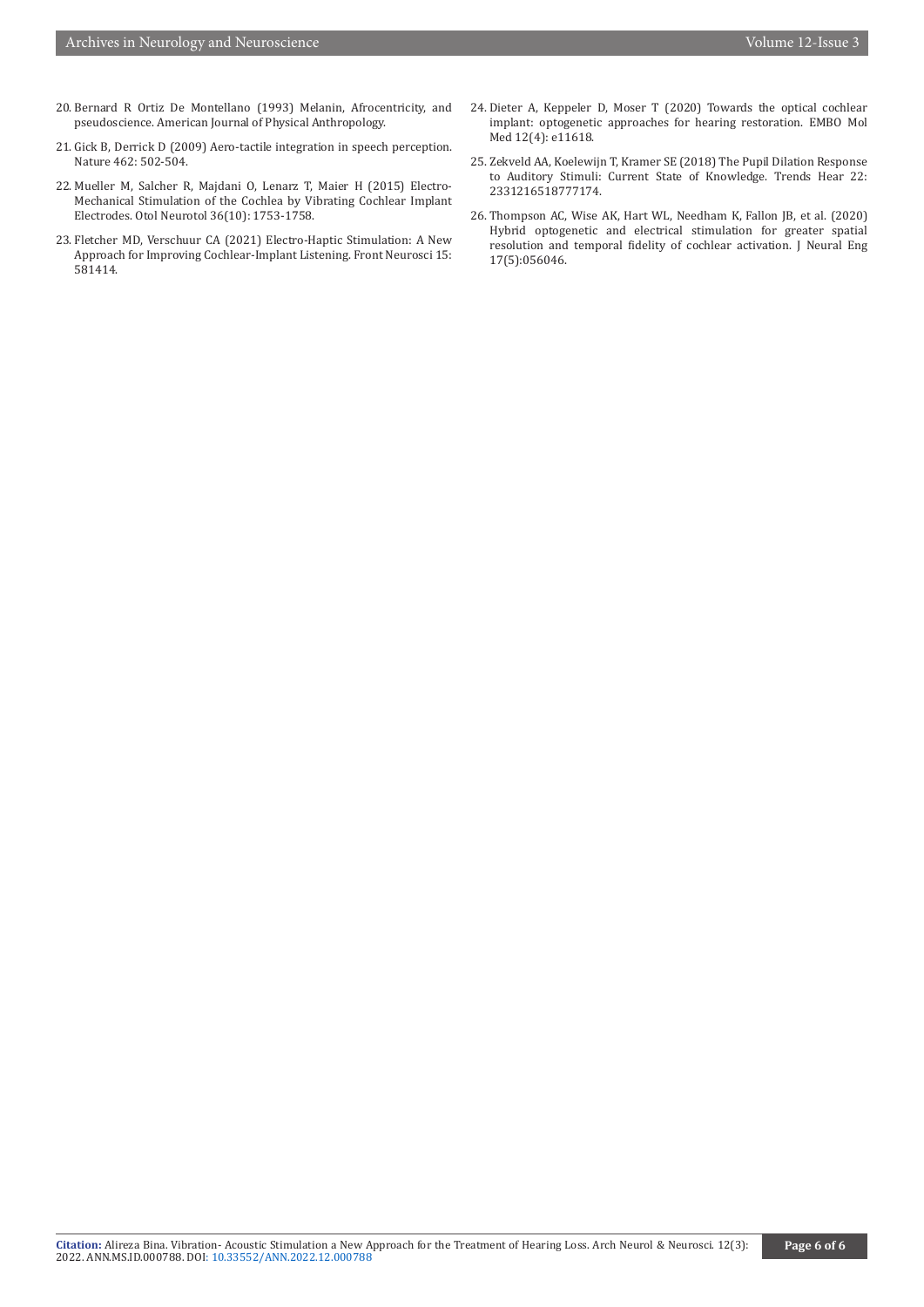20. Bernard R Ortiz De Montellano (1993) Melanin, Afrocentricity, and pseudoscience. American Journal of Physical Anthropology.
21. Gick B, Derrick D (2009) Aero-tactile integration in speech perception. Nature 462: 502-504.
22. Mueller M, Salcher R, Majdani O, Lenarz T, Maier H (2015) Electro-Mechanical Stimulation of the Cochlea by Vibrating Cochlear Implant Electrodes. Otol Neurotol 36(10): 1753-1758.
23. Fletcher MD, Verschuur CA (2021) Electro-Haptic Stimulation: A New Approach for Improving Cochlear-Implant Listening. Front Neurosci 15: 581414.
24. Dieter A, Keppeler D, Moser T (2020) Towards the optical cochlear implant: optogenetic approaches for hearing restoration. EMBO Mol Med 12(4): e11618.
25. Zekveld AA, Koelewijn T, Kramer SE (2018) The Pupil Dilation Response to Auditory Stimuli: Current State of Knowledge. Trends Hear 22: 2331216518777174.
26. Thompson AC, Wise AK, Hart WL, Needham K, Fallon JB, et al. (2020) Hybrid optogenetic and electrical stimulation for greater spatial resolution and temporal fidelity of cochlear activation. J Neural Eng 17(5):056046.